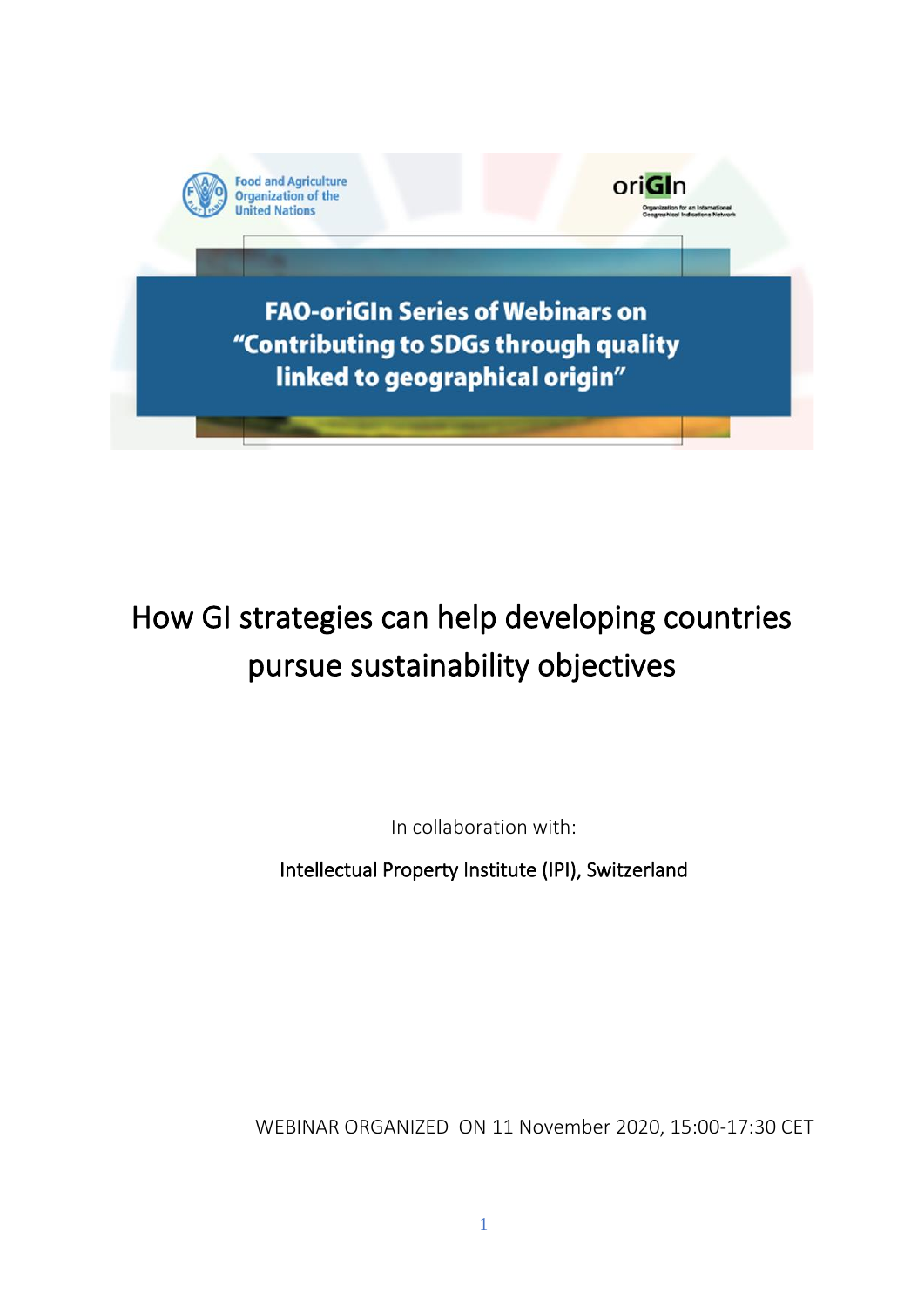Food and Agriculture Organization of the United Nations

oriGIn

Organization for an International Geographical Indications Network

**FAO-oriGIn Series of Webinars on "Contributing to SDGs through quality linked to geographical origin"**

# How GI strategies can help developing countries pursue sustainability objectives

In collaboration with:

Intellectual Property Institute (IPI), Switzerland

WEBINAR ORGANIZED ON 11 November 2020, 15:00-17:30 CET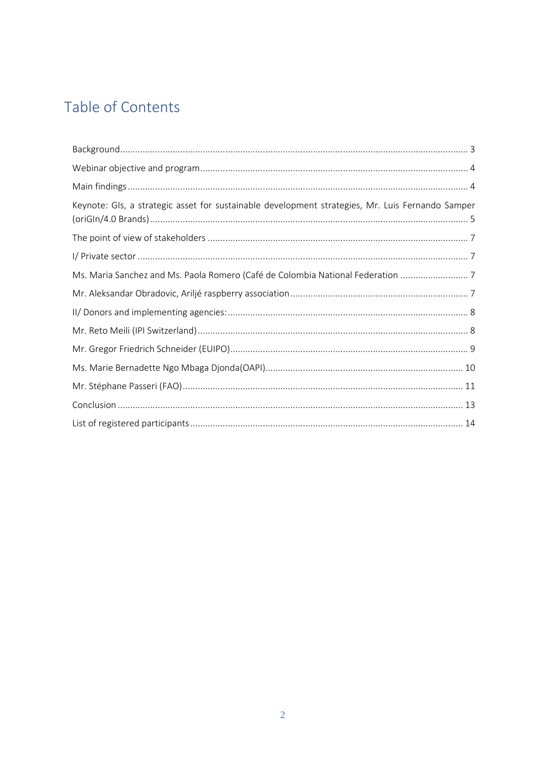# Table of Contents

Background ........................................................................................................................................ 3

Webinar objective and program ......................................................................................................... 4

Main findings ...................................................................................................................................... 4

Keynote: GIs, a strategic asset for sustainable development strategies, Mr. Luis Fernando Samper (oriGIn/4.0 Brands) ............................................................................................................................. 5

The point of view of stakeholders ...................................................................................................... 7

I/ Private sector .................................................................................................................................. 7

Ms. Maria Sanchez and Ms. Paola Romero (Café de Colombia National Federation ........................... 7

Mr. Aleksandar Obradovic, Ariljé raspberry association ...................................................................... 7

II/ Donors and implementing agencies: ............................................................................................... 8

Mr. Reto Meili (IPI Switzerland) ........................................................................................................... 8

Mr. Gregor Friedrich Schneider (EUIPO) .............................................................................................. 9

Ms. Marie Bernadette Ngo Mbaga Djonda(OAPI) .............................................................................. 10

Mr. Stéphane Passeri (FAO) .............................................................................................................. 11

Conclusion ........................................................................................................................................ 13

List of registered participants ............................................................................................................ 14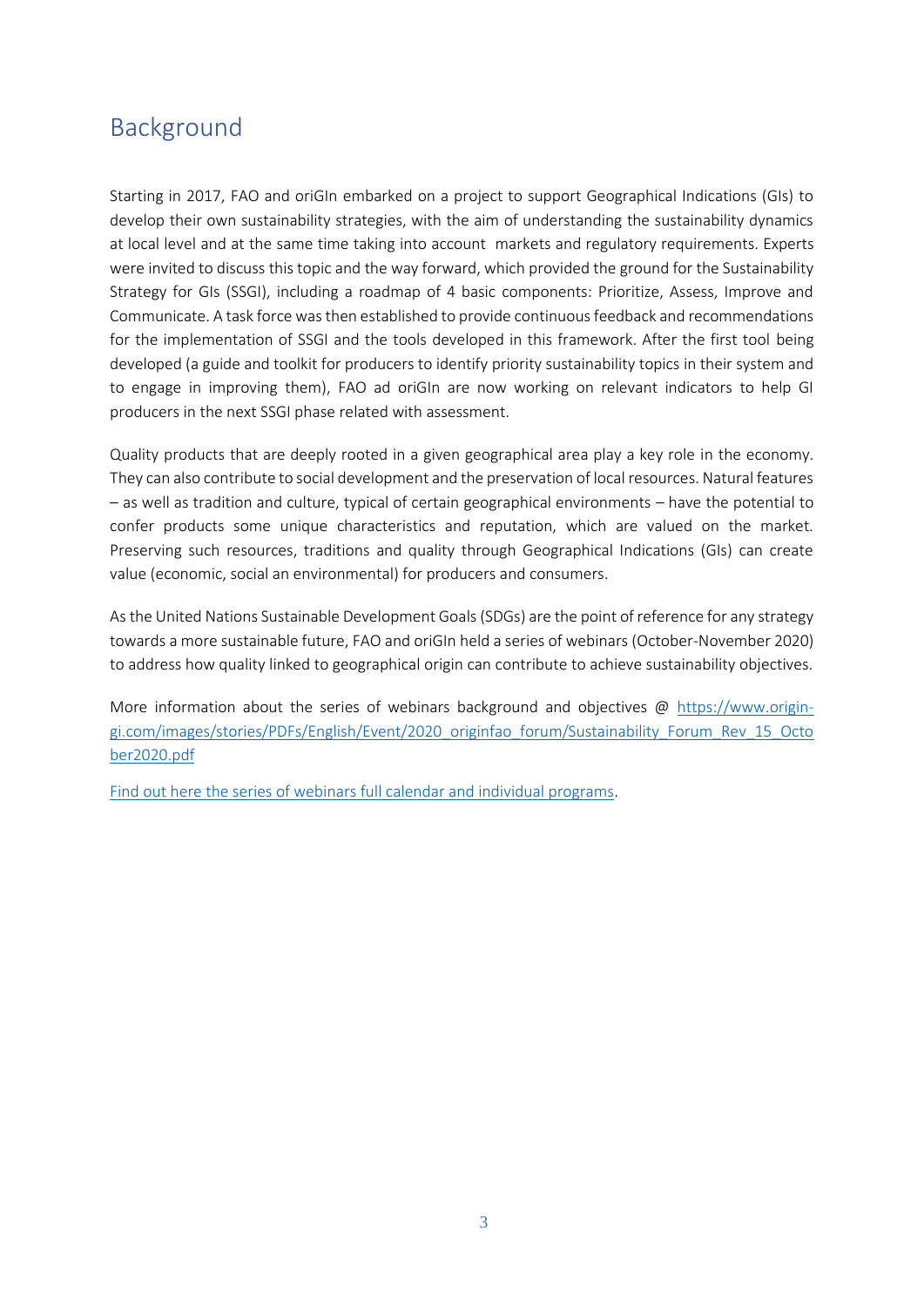## Background

Starting in 2017, FAO and oriGIn embarked on a project to support Geographical Indications (GIs) to develop their own sustainability strategies, with the aim of understanding the sustainability dynamics at local level and at the same time taking into account markets and regulatory requirements. Experts were invited to discuss this topic and the way forward, which provided the ground for the Sustainability Strategy for GIs (SSGI), including a roadmap of 4 basic components: Prioritize, Assess, Improve and Communicate. A task force was then established to provide continuous feedback and recommendations for the implementation of SSGI and the tools developed in this framework. After the first tool being developed (a guide and toolkit for producers to identify priority sustainability topics in their system and to engage in improving them), FAO ad oriGIn are now working on relevant indicators to help GI producers in the next SSGI phase related with assessment.

Quality products that are deeply rooted in a given geographical area play a key role in the economy. They can also contribute to social development and the preservation of local resources. Natural features – as well as tradition and culture, typical of certain geographical environments – have the potential to confer products some unique characteristics and reputation, which are valued on the market. Preserving such resources, traditions and quality through Geographical Indications (GIs) can create value (economic, social an environmental) for producers and consumers.

As the United Nations Sustainable Development Goals (SDGs) are the point of reference for any strategy towards a more sustainable future, FAO and oriGIn held a series of webinars (October-November 2020) to address how quality linked to geographical origin can contribute to achieve sustainability objectives.

More information about the series of webinars background and objectives @ https://www.origin-gi.com/images/stories/PDFs/English/Event/2020_originfao_forum/Sustainability_Forum_Rev_15_October2020.pdf

Find out here the series of webinars full calendar and individual programs.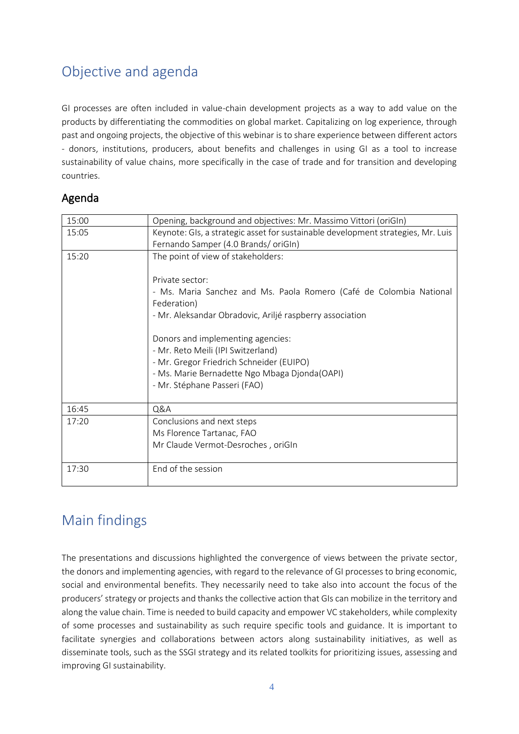## Objective and agenda

GI processes are often included in value-chain development projects as a way to add value on the products by differentiating the commodities on global market. Capitalizing on log experience, through past and ongoing projects, the objective of this webinar is to share experience between different actors - donors, institutions, producers, about benefits and challenges in using GI as a tool to increase sustainability of value chains, more specifically in the case of trade and for transition and developing countries.

### Agenda

| | |
|---|---|
| 15:00 | Opening, background and objectives: Mr. Massimo Vittori (oriGIn) |
| 15:05 | Keynote: GIs, a strategic asset for sustainable development strategies, Mr. Luis Fernando Samper (4.0 Brands/ oriGIn) |
| 15:20 | The point of view of stakeholders:<br><br>Private sector:<br>- Ms. Maria Sanchez and Ms. Paola Romero (Café de Colombia National Federation)<br>- Mr. Aleksandar Obradovic, Ariljé raspberry association<br><br>Donors and implementing agencies:<br>- Mr. Reto Meili (IPI Switzerland)<br>- Mr. Gregor Friedrich Schneider (EUIPO)<br>- Ms. Marie Bernadette Ngo Mbaga Djonda(OAPI)<br>- Mr. Stéphane Passeri (FAO) |
| 16:45 | Q&A |
| 17:20 | Conclusions and next steps<br>Ms Florence Tartanac, FAO<br>Mr Claude Vermot-Desroches , oriGIn |
| 17:30 | End of the session |

## Main findings

The presentations and discussions highlighted the convergence of views between the private sector, the donors and implementing agencies, with regard to the relevance of GI processes to bring economic, social and environmental benefits. They necessarily need to take also into account the focus of the producers' strategy or projects and thanks the collective action that GIs can mobilize in the territory and along the value chain. Time is needed to build capacity and empower VC stakeholders, while complexity of some processes and sustainability as such require specific tools and guidance. It is important to facilitate synergies and collaborations between actors along sustainability initiatives, as well as disseminate tools, such as the SSGI strategy and its related toolkits for prioritizing issues, assessing and improving GI sustainability.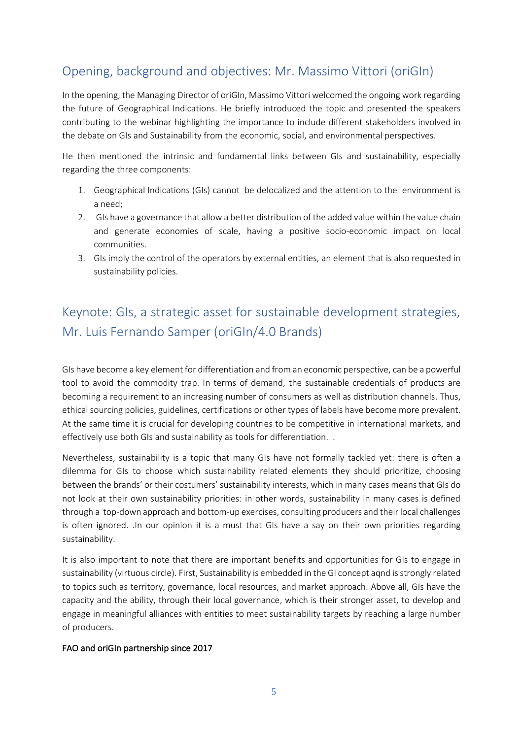## Opening, background and objectives: Mr. Massimo Vittori (oriGIn)

In the opening, the Managing Director of oriGIn, Massimo Vittori welcomed the ongoing work regarding the future of Geographical Indications. He briefly introduced the topic and presented the speakers contributing to the webinar highlighting the importance to include different stakeholders involved in the debate on GIs and Sustainability from the economic, social, and environmental perspectives.

He then mentioned the intrinsic and fundamental links between GIs and sustainability, especially regarding the three components:

1. Geographical Indications (GIs) cannot be delocalized and the attention to the environment is a need;
2. GIs have a governance that allow a better distribution of the added value within the value chain and generate economies of scale, having a positive socio-economic impact on local communities.
3. GIs imply the control of the operators by external entities, an element that is also requested in sustainability policies.

## Keynote: GIs, a strategic asset for sustainable development strategies, Mr. Luis Fernando Samper (oriGIn/4.0 Brands)

GIs have become a key element for differentiation and from an economic perspective, can be a powerful tool to avoid the commodity trap. In terms of demand, the sustainable credentials of products are becoming a requirement to an increasing number of consumers as well as distribution channels. Thus, ethical sourcing policies, guidelines, certifications or other types of labels have become more prevalent. At the same time it is crucial for developing countries to be competitive in international markets, and effectively use both GIs and sustainability as tools for differentiation. .

Nevertheless, sustainability is a topic that many GIs have not formally tackled yet: there is often a dilemma for GIs to choose which sustainability related elements they should prioritize, choosing between the brands' or their costumers' sustainability interests, which in many cases means that GIs do not look at their own sustainability priorities: in other words, sustainability in many cases is defined through a top-down approach and bottom-up exercises, consulting producers and their local challenges is often ignored. .In our opinion it is a must that GIs have a say on their own priorities regarding sustainability.

It is also important to note that there are important benefits and opportunities for GIs to engage in sustainability (virtuous circle). First, Sustainability is embedded in the GI concept aqnd is strongly related to topics such as territory, governance, local resources, and market approach. Above all, GIs have the capacity and the ability, through their local governance, which is their stronger asset, to develop and engage in meaningful alliances with entities to meet sustainability targets by reaching a large number of producers.

**FAO and oriGIn partnership since 2017**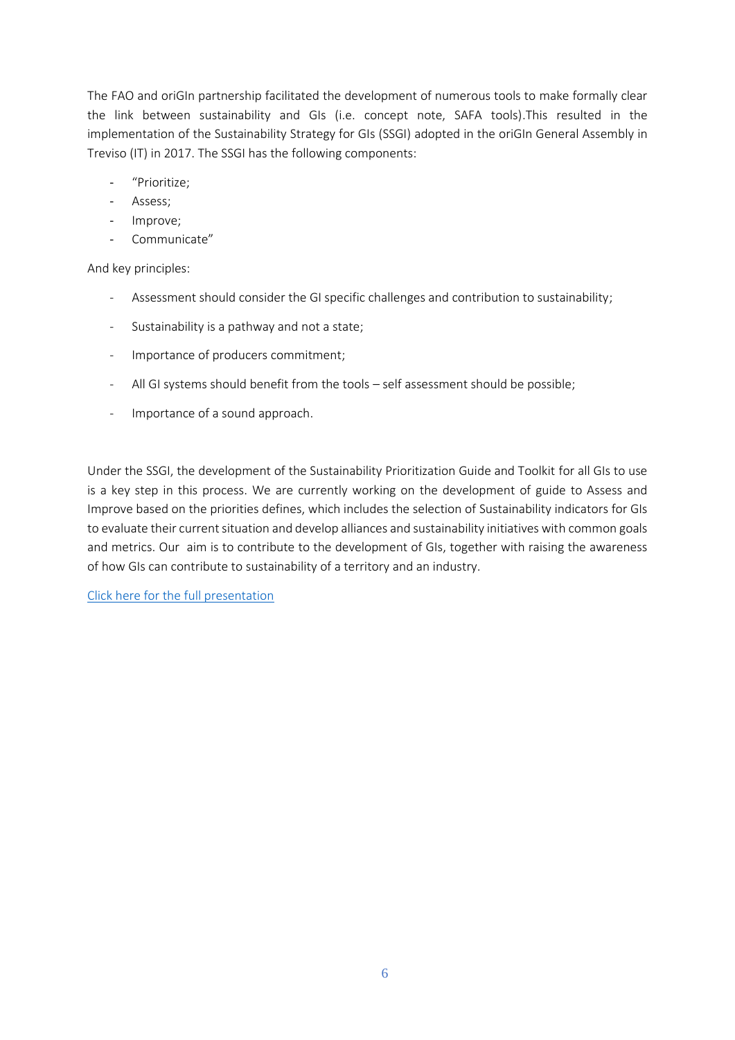The FAO and oriGIn partnership facilitated the development of numerous tools to make formally clear the link between sustainability and GIs (i.e. concept note, SAFA tools).This resulted in the implementation of the Sustainability Strategy for GIs (SSGI) adopted in the oriGIn General Assembly in Treviso (IT) in 2017. The SSGI has the following components:

- "Prioritize;
- Assess;
- Improve;
- Communicate"

And key principles:

- Assessment should consider the GI specific challenges and contribution to sustainability;
- Sustainability is a pathway and not a state;
- Importance of producers commitment;
- All GI systems should benefit from the tools – self assessment should be possible;
- Importance of a sound approach.

Under the SSGI, the development of the Sustainability Prioritization Guide and Toolkit for all GIs to use is a key step in this process. We are currently working on the development of guide to Assess and Improve based on the priorities defines, which includes the selection of Sustainability indicators for GIs to evaluate their current situation and develop alliances and sustainability initiatives with common goals and metrics. Our aim is to contribute to the development of GIs, together with raising the awareness of how GIs can contribute to sustainability of a territory and an industry.

Click here for the full presentation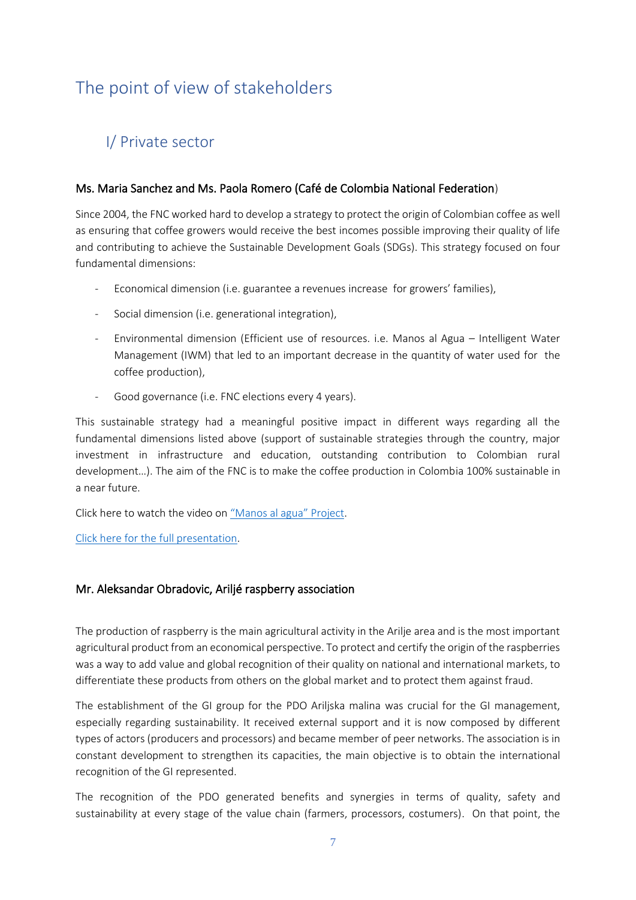# The point of view of stakeholders

## I/ Private sector

### Ms. Maria Sanchez and Ms. Paola Romero (Café de Colombia National Federation)

Since 2004, the FNC worked hard to develop a strategy to protect the origin of Colombian coffee as well as ensuring that coffee growers would receive the best incomes possible improving their quality of life and contributing to achieve the Sustainable Development Goals (SDGs). This strategy focused on four fundamental dimensions:

- Economical dimension (i.e. guarantee a revenues increase for growers' families),
- Social dimension (i.e. generational integration),
- Environmental dimension (Efficient use of resources. i.e. Manos al Agua – Intelligent Water Management (IWM) that led to an important decrease in the quantity of water used for the coffee production),
- Good governance (i.e. FNC elections every 4 years).

This sustainable strategy had a meaningful positive impact in different ways regarding all the fundamental dimensions listed above (support of sustainable strategies through the country, major investment in infrastructure and education, outstanding contribution to Colombian rural development…). The aim of the FNC is to make the coffee production in Colombia 100% sustainable in a near future.

Click here to watch the video on "Manos al agua" Project.

Click here for the full presentation.

### Mr. Aleksandar Obradovic, Ariljé raspberry association

The production of raspberry is the main agricultural activity in the Arilje area and is the most important agricultural product from an economical perspective. To protect and certify the origin of the raspberries was a way to add value and global recognition of their quality on national and international markets, to differentiate these products from others on the global market and to protect them against fraud.

The establishment of the GI group for the PDO Ariljska malina was crucial for the GI management, especially regarding sustainability. It received external support and it is now composed by different types of actors (producers and processors) and became member of peer networks. The association is in constant development to strengthen its capacities, the main objective is to obtain the international recognition of the GI represented.

The recognition of the PDO generated benefits and synergies in terms of quality, safety and sustainability at every stage of the value chain (farmers, processors, costumers). On that point, the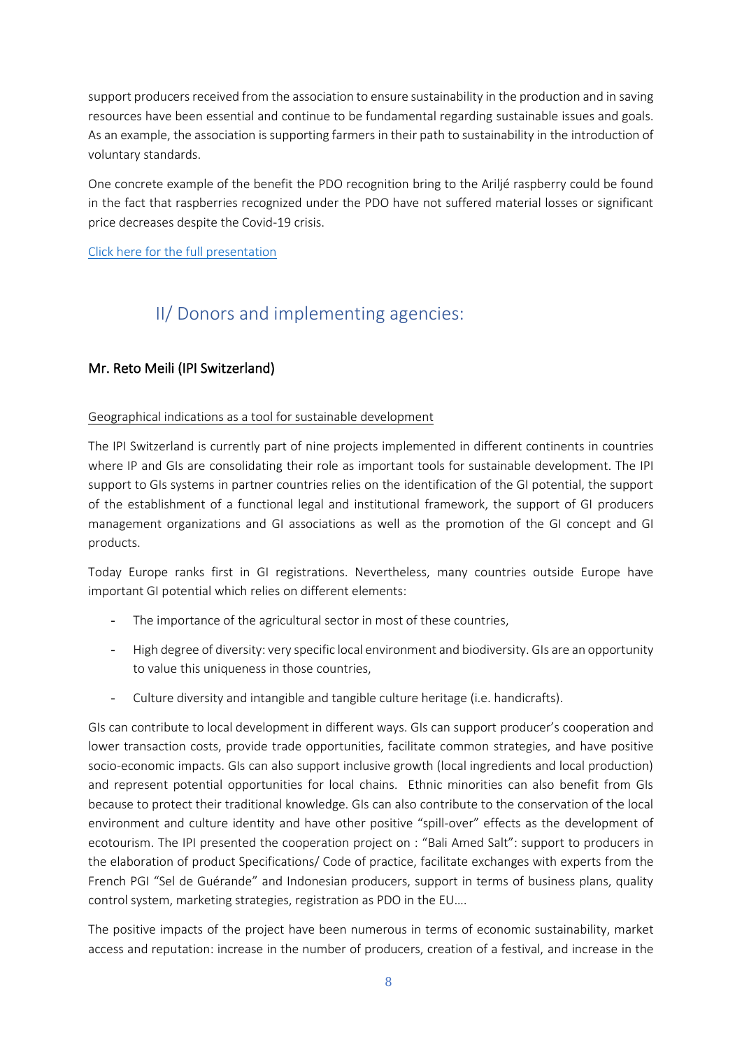support producers received from the association to ensure sustainability in the production and in saving resources have been essential and continue to be fundamental regarding sustainable issues and goals. As an example, the association is supporting farmers in their path to sustainability in the introduction of voluntary standards.

One concrete example of the benefit the PDO recognition bring to the Ariljé raspberry could be found in the fact that raspberries recognized under the PDO have not suffered material losses or significant price decreases despite the Covid-19 crisis.

Click here for the full presentation

## II/ Donors and implementing agencies:

### Mr. Reto Meili (IPI Switzerland)

Geographical indications as a tool for sustainable development

The IPI Switzerland is currently part of nine projects implemented in different continents in countries where IP and GIs are consolidating their role as important tools for sustainable development. The IPI support to GIs systems in partner countries relies on the identification of the GI potential, the support of the establishment of a functional legal and institutional framework, the support of GI producers management organizations and GI associations as well as the promotion of the GI concept and GI products.

Today Europe ranks first in GI registrations. Nevertheless, many countries outside Europe have important GI potential which relies on different elements:

- The importance of the agricultural sector in most of these countries,
- High degree of diversity: very specific local environment and biodiversity. GIs are an opportunity to value this uniqueness in those countries,
- Culture diversity and intangible and tangible culture heritage (i.e. handicrafts).

GIs can contribute to local development in different ways. GIs can support producer's cooperation and lower transaction costs, provide trade opportunities, facilitate common strategies, and have positive socio-economic impacts. GIs can also support inclusive growth (local ingredients and local production) and represent potential opportunities for local chains. Ethnic minorities can also benefit from GIs because to protect their traditional knowledge. GIs can also contribute to the conservation of the local environment and culture identity and have other positive "spill-over" effects as the development of ecotourism. The IPI presented the cooperation project on : "Bali Amed Salt": support to producers in the elaboration of product Specifications/ Code of practice, facilitate exchanges with experts from the French PGI "Sel de Guérande" and Indonesian producers, support in terms of business plans, quality control system, marketing strategies, registration as PDO in the EU….

The positive impacts of the project have been numerous in terms of economic sustainability, market access and reputation: increase in the number of producers, creation of a festival, and increase in the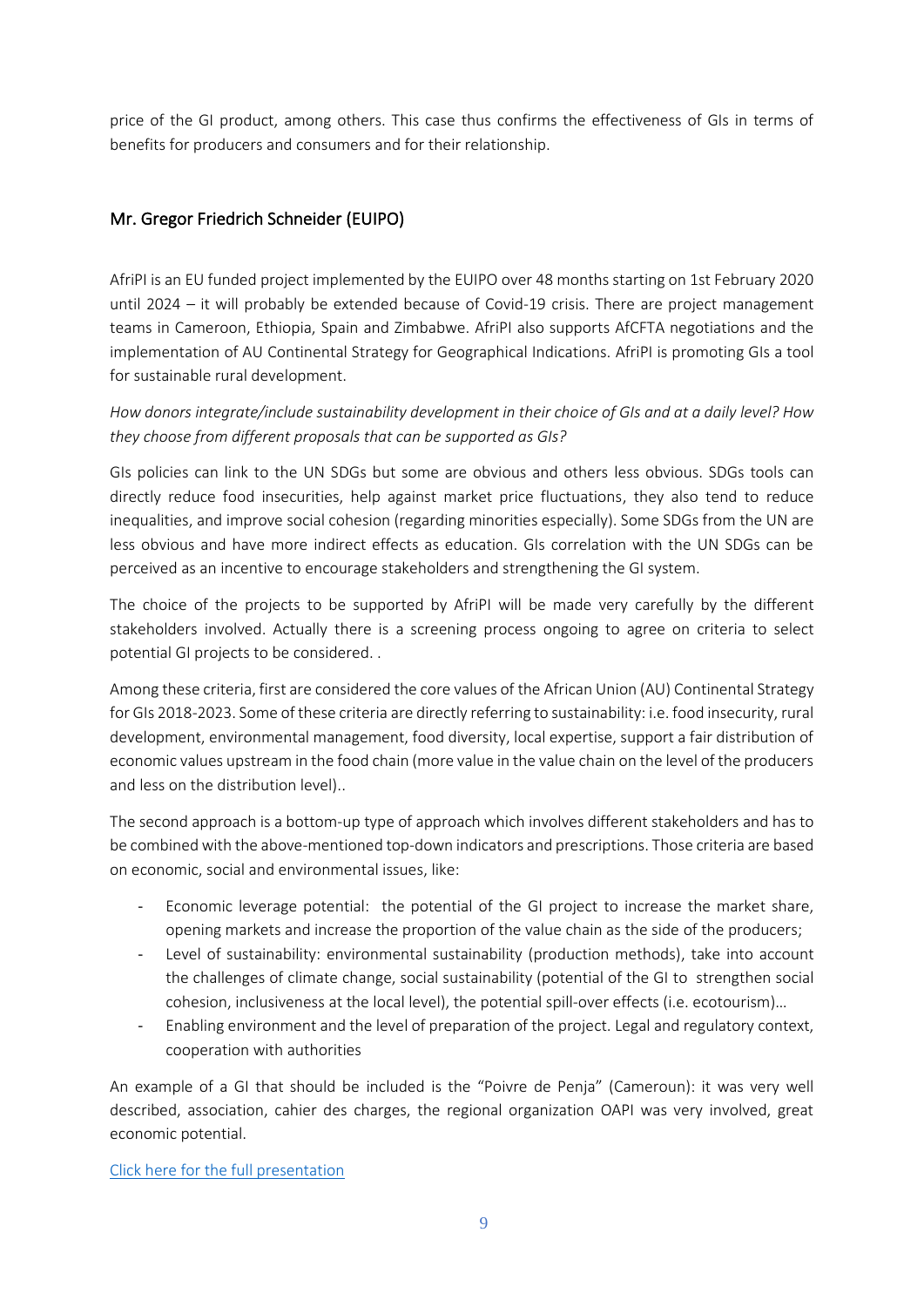price of the GI product, among others. This case thus confirms the effectiveness of GIs in terms of benefits for producers and consumers and for their relationship.

## Mr. Gregor Friedrich Schneider (EUIPO)

AfriPI is an EU funded project implemented by the EUIPO over 48 months starting on 1st February 2020 until 2024 – it will probably be extended because of Covid-19 crisis. There are project management teams in Cameroon, Ethiopia, Spain and Zimbabwe. AfriPI also supports AfCFTA negotiations and the implementation of AU Continental Strategy for Geographical Indications. AfriPI is promoting GIs a tool for sustainable rural development.

*How donors integrate/include sustainability development in their choice of GIs and at a daily level? How they choose from different proposals that can be supported as GIs?*

GIs policies can link to the UN SDGs but some are obvious and others less obvious. SDGs tools can directly reduce food insecurities, help against market price fluctuations, they also tend to reduce inequalities, and improve social cohesion (regarding minorities especially). Some SDGs from the UN are less obvious and have more indirect effects as education. GIs correlation with the UN SDGs can be perceived as an incentive to encourage stakeholders and strengthening the GI system.

The choice of the projects to be supported by AfriPI will be made very carefully by the different stakeholders involved. Actually there is a screening process ongoing to agree on criteria to select potential GI projects to be considered. .

Among these criteria, first are considered the core values of the African Union (AU) Continental Strategy for GIs 2018-2023. Some of these criteria are directly referring to sustainability: i.e. food insecurity, rural development, environmental management, food diversity, local expertise, support a fair distribution of economic values upstream in the food chain (more value in the value chain on the level of the producers and less on the distribution level)..

The second approach is a bottom-up type of approach which involves different stakeholders and has to be combined with the above-mentioned top-down indicators and prescriptions. Those criteria are based on economic, social and environmental issues, like:

- Economic leverage potential: the potential of the GI project to increase the market share, opening markets and increase the proportion of the value chain as the side of the producers;
- Level of sustainability: environmental sustainability (production methods), take into account the challenges of climate change, social sustainability (potential of the GI to strengthen social cohesion, inclusiveness at the local level), the potential spill-over effects (i.e. ecotourism)…
- Enabling environment and the level of preparation of the project. Legal and regulatory context, cooperation with authorities

An example of a GI that should be included is the "Poivre de Penja" (Cameroun): it was very well described, association, cahier des charges, the regional organization OAPI was very involved, great economic potential.

Click here for the full presentation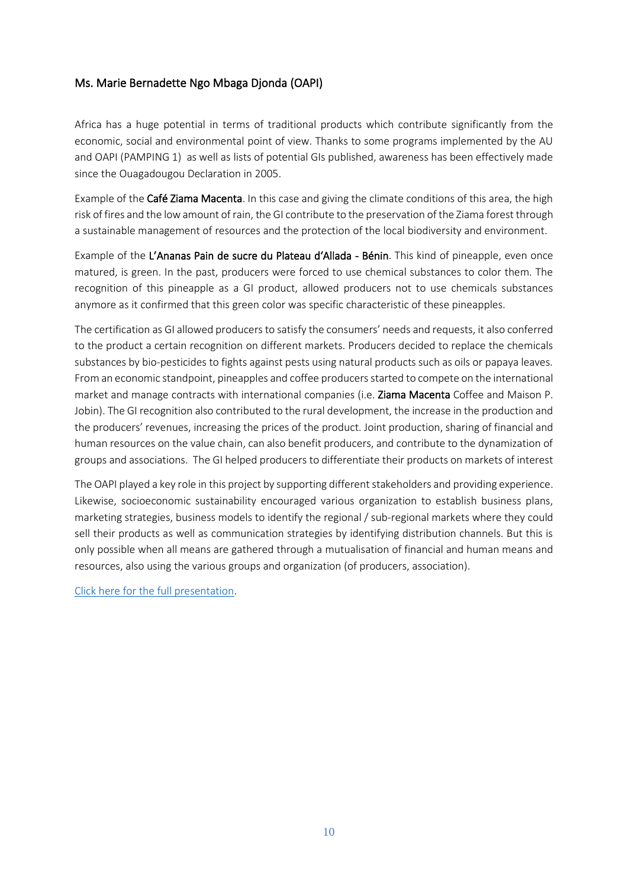### Ms. Marie Bernadette Ngo Mbaga Djonda (OAPI)

Africa has a huge potential in terms of traditional products which contribute significantly from the economic, social and environmental point of view. Thanks to some programs implemented by the AU and OAPI (PAMPING 1) as well as lists of potential GIs published, awareness has been effectively made since the Ouagadougou Declaration in 2005.

Example of the **Café Ziama Macenta**. In this case and giving the climate conditions of this area, the high risk of fires and the low amount of rain, the GI contribute to the preservation of the Ziama forest through a sustainable management of resources and the protection of the local biodiversity and environment.

Example of the **L'Ananas Pain de sucre du Plateau d'Allada - Bénin**. This kind of pineapple, even once matured, is green. In the past, producers were forced to use chemical substances to color them. The recognition of this pineapple as a GI product, allowed producers not to use chemicals substances anymore as it confirmed that this green color was specific characteristic of these pineapples.

The certification as GI allowed producers to satisfy the consumers' needs and requests, it also conferred to the product a certain recognition on different markets. Producers decided to replace the chemicals substances by bio-pesticides to fights against pests using natural products such as oils or papaya leaves. From an economic standpoint, pineapples and coffee producers started to compete on the international market and manage contracts with international companies (i.e. **Ziama Macenta** Coffee and Maison P. Jobin). The GI recognition also contributed to the rural development, the increase in the production and the producers' revenues, increasing the prices of the product. Joint production, sharing of financial and human resources on the value chain, can also benefit producers, and contribute to the dynamization of groups and associations. The GI helped producers to differentiate their products on markets of interest

The OAPI played a key role in this project by supporting different stakeholders and providing experience. Likewise, socioeconomic sustainability encouraged various organization to establish business plans, marketing strategies, business models to identify the regional / sub-regional markets where they could sell their products as well as communication strategies by identifying distribution channels. But this is only possible when all means are gathered through a mutualisation of financial and human means and resources, also using the various groups and organization (of producers, association).

Click here for the full presentation.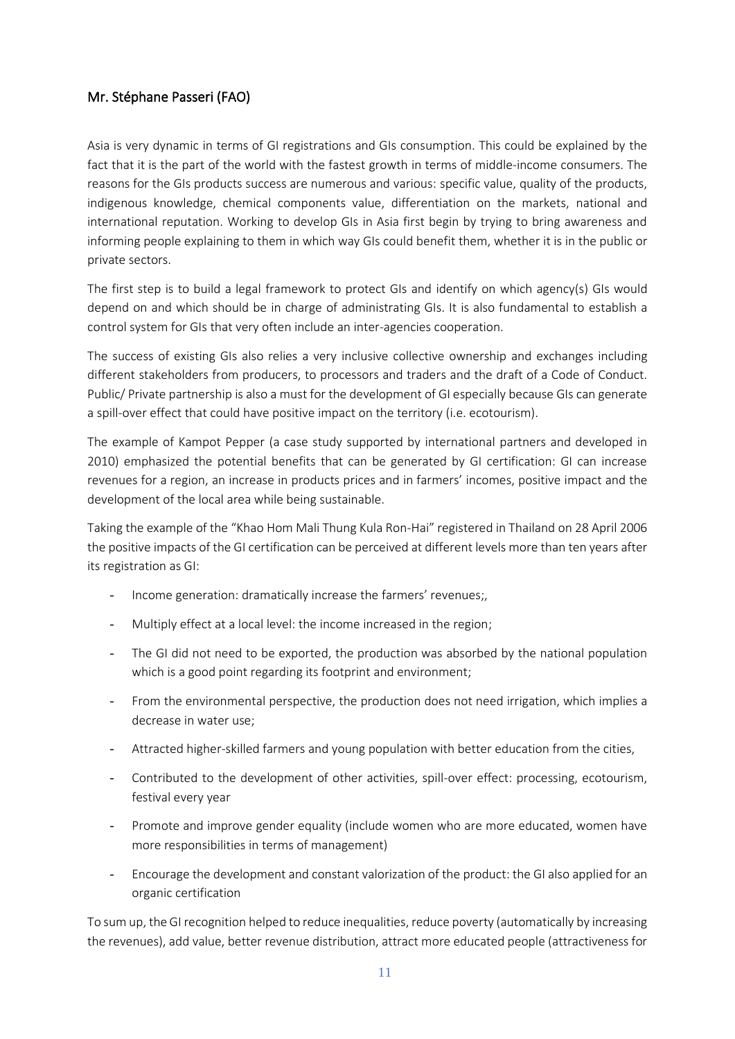## Mr. Stéphane Passeri (FAO)

Asia is very dynamic in terms of GI registrations and GIs consumption. This could be explained by the fact that it is the part of the world with the fastest growth in terms of middle-income consumers. The reasons for the GIs products success are numerous and various: specific value, quality of the products, indigenous knowledge, chemical components value, differentiation on the markets, national and international reputation. Working to develop GIs in Asia first begin by trying to bring awareness and informing people explaining to them in which way GIs could benefit them, whether it is in the public or private sectors.

The first step is to build a legal framework to protect GIs and identify on which agency(s) GIs would depend on and which should be in charge of administrating GIs. It is also fundamental to establish a control system for GIs that very often include an inter-agencies cooperation.

The success of existing GIs also relies a very inclusive collective ownership and exchanges including different stakeholders from producers, to processors and traders and the draft of a Code of Conduct. Public/ Private partnership is also a must for the development of GI especially because GIs can generate a spill-over effect that could have positive impact on the territory (i.e. ecotourism).

The example of Kampot Pepper (a case study supported by international partners and developed in 2010) emphasized the potential benefits that can be generated by GI certification: GI can increase revenues for a region, an increase in products prices and in farmers' incomes, positive impact and the development of the local area while being sustainable.

Taking the example of the "Khao Hom Mali Thung Kula Ron-Hai" registered in Thailand on 28 April 2006 the positive impacts of the GI certification can be perceived at different levels more than ten years after its registration as GI:

- Income generation: dramatically increase the farmers' revenues;,
- Multiply effect at a local level: the income increased in the region;
- The GI did not need to be exported, the production was absorbed by the national population which is a good point regarding its footprint and environment;
- From the environmental perspective, the production does not need irrigation, which implies a decrease in water use;
- Attracted higher-skilled farmers and young population with better education from the cities,
- Contributed to the development of other activities, spill-over effect: processing, ecotourism, festival every year
- Promote and improve gender equality (include women who are more educated, women have more responsibilities in terms of management)
- Encourage the development and constant valorization of the product: the GI also applied for an organic certification

To sum up, the GI recognition helped to reduce inequalities, reduce poverty (automatically by increasing the revenues), add value, better revenue distribution, attract more educated people (attractiveness for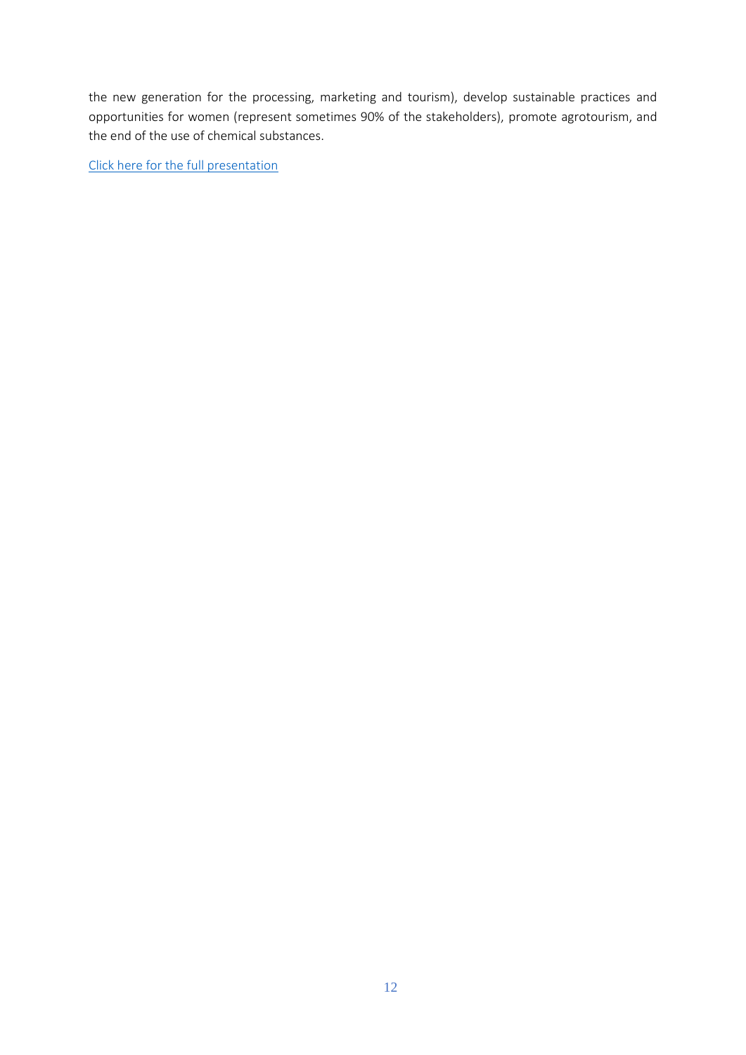the new generation for the processing, marketing and tourism), develop sustainable practices and opportunities for women (represent sometimes 90% of the stakeholders), promote agrotourism, and the end of the use of chemical substances.

Click here for the full presentation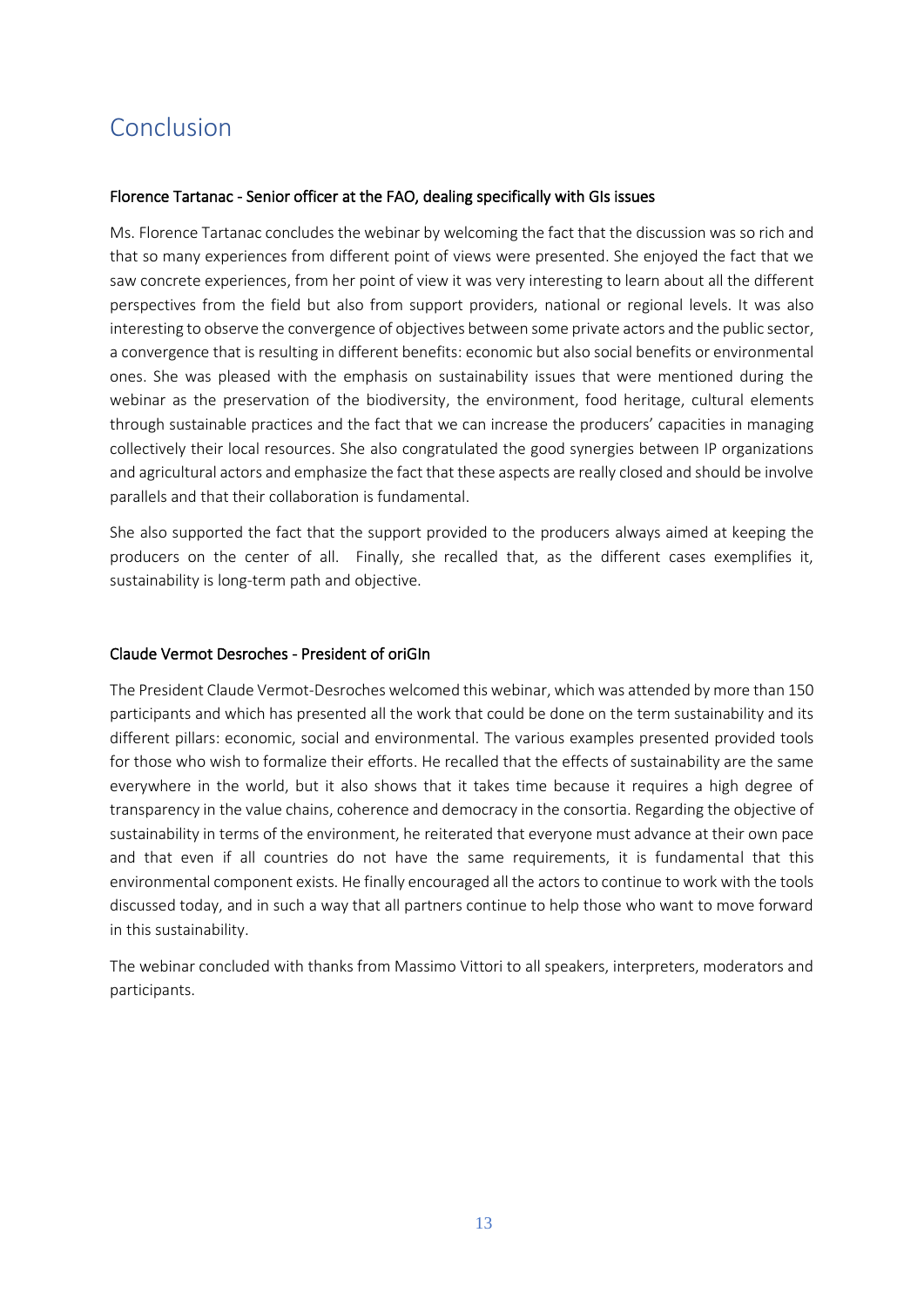# Conclusion

### Florence Tartanac - Senior officer at the FAO, dealing specifically with GIs issues

Ms. Florence Tartanac concludes the webinar by welcoming the fact that the discussion was so rich and that so many experiences from different point of views were presented. She enjoyed the fact that we saw concrete experiences, from her point of view it was very interesting to learn about all the different perspectives from the field but also from support providers, national or regional levels. It was also interesting to observe the convergence of objectives between some private actors and the public sector, a convergence that is resulting in different benefits: economic but also social benefits or environmental ones. She was pleased with the emphasis on sustainability issues that were mentioned during the webinar as the preservation of the biodiversity, the environment, food heritage, cultural elements through sustainable practices and the fact that we can increase the producers' capacities in managing collectively their local resources. She also congratulated the good synergies between IP organizations and agricultural actors and emphasize the fact that these aspects are really closed and should be involve parallels and that their collaboration is fundamental.

She also supported the fact that the support provided to the producers always aimed at keeping the producers on the center of all. Finally, she recalled that, as the different cases exemplifies it, sustainability is long-term path and objective.

### Claude Vermot Desroches - President of oriGIn

The President Claude Vermot-Desroches welcomed this webinar, which was attended by more than 150 participants and which has presented all the work that could be done on the term sustainability and its different pillars: economic, social and environmental. The various examples presented provided tools for those who wish to formalize their efforts. He recalled that the effects of sustainability are the same everywhere in the world, but it also shows that it takes time because it requires a high degree of transparency in the value chains, coherence and democracy in the consortia. Regarding the objective of sustainability in terms of the environment, he reiterated that everyone must advance at their own pace and that even if all countries do not have the same requirements, it is fundamental that this environmental component exists. He finally encouraged all the actors to continue to work with the tools discussed today, and in such a way that all partners continue to help those who want to move forward in this sustainability.

The webinar concluded with thanks from Massimo Vittori to all speakers, interpreters, moderators and participants.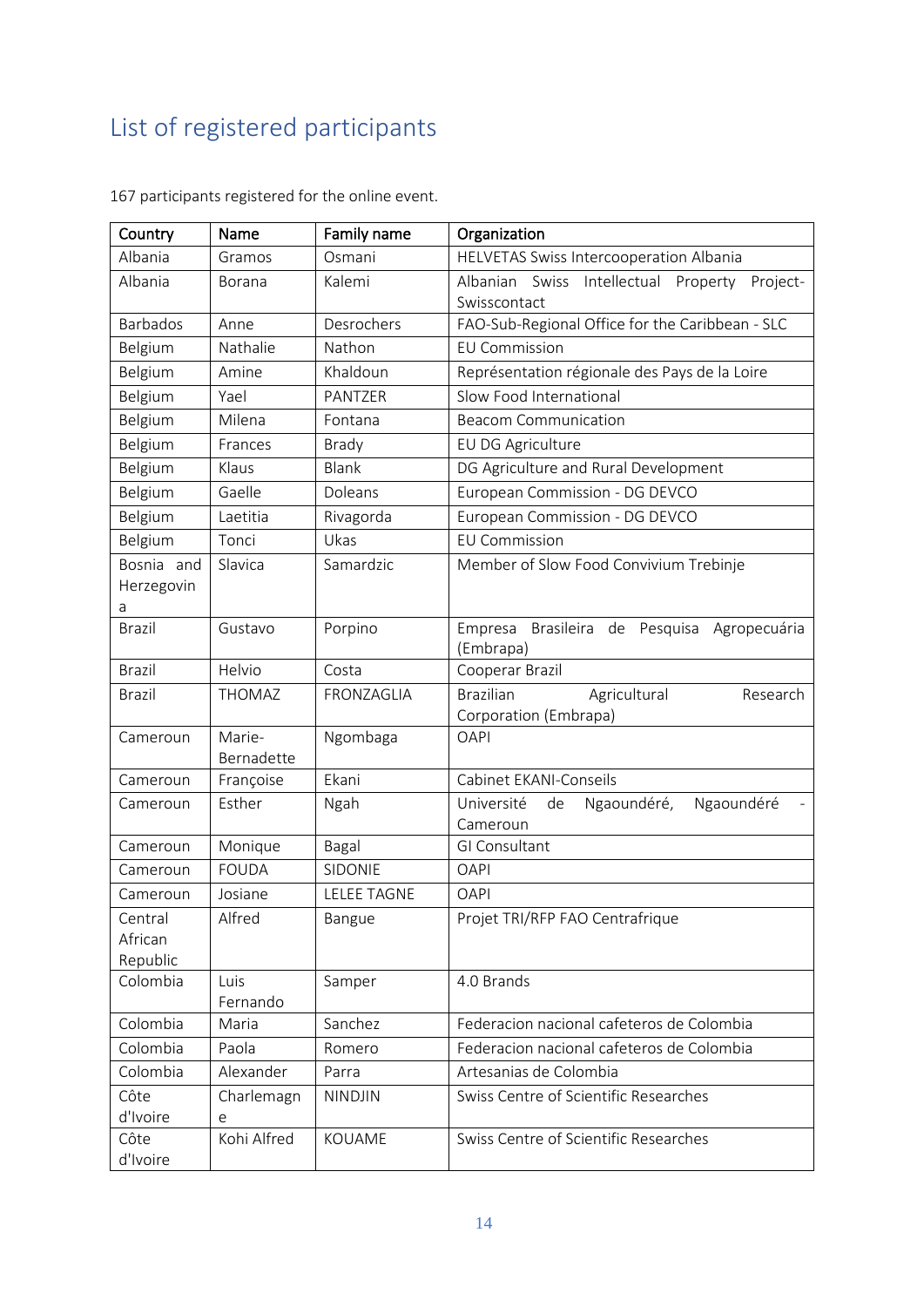# List of registered participants

167 participants registered for the online event.

| Country | Name | Family name | Organization |
|---|---|---|---|
| Albania | Gramos | Osmani | HELVETAS Swiss Intercooperation Albania |
| Albania | Borana | Kalemi | Albanian Swiss Intellectual Property Project-Swisscontact |
| Barbados | Anne | Desrochers | FAO-Sub-Regional Office for the Caribbean - SLC |
| Belgium | Nathalie | Nathon | EU Commission |
| Belgium | Amine | Khaldoun | Représentation régionale des Pays de la Loire |
| Belgium | Yael | PANTZER | Slow Food International |
| Belgium | Milena | Fontana | Beacom Communication |
| Belgium | Frances | Brady | EU DG Agriculture |
| Belgium | Klaus | Blank | DG Agriculture and Rural Development |
| Belgium | Gaelle | Doleans | European Commission - DG DEVCO |
| Belgium | Laetitia | Rivagorda | European Commission - DG DEVCO |
| Belgium | Tonci | Ukas | EU Commission |
| Bosnia and Herzegovina | Slavica | Samardzic | Member of Slow Food Convivium Trebinje |
| Brazil | Gustavo | Porpino | Empresa Brasileira de Pesquisa Agropecuária (Embrapa) |
| Brazil | Helvio | Costa | Cooperar Brazil |
| Brazil | THOMAZ | FRONZAGLIA | Brazilian Agricultural Research Corporation (Embrapa) |
| Cameroun | Marie-Bernadette | Ngombaga | OAPI |
| Cameroun | Françoise | Ekani | Cabinet EKANI-Conseils |
| Cameroun | Esther | Ngah | Université de Ngaoundéré, Ngaoundéré - Cameroun |
| Cameroun | Monique | Bagal | GI Consultant |
| Cameroun | FOUDA | SIDONIE | OAPI |
| Cameroun | Josiane | LELEE TAGNE | OAPI |
| Central African Republic | Alfred | Bangue | Projet TRI/RFP FAO Centrafrique |
| Colombia | Luis Fernando | Samper | 4.0 Brands |
| Colombia | Maria | Sanchez | Federacion nacional cafeteros de Colombia |
| Colombia | Paola | Romero | Federacion nacional cafeteros de Colombia |
| Colombia | Alexander | Parra | Artesanias de Colombia |
| Côte d'Ivoire | Charlemagne | NINDJIN | Swiss Centre of Scientific Researches |
| Côte d'Ivoire | Kohi Alfred | KOUAME | Swiss Centre of Scientific Researches |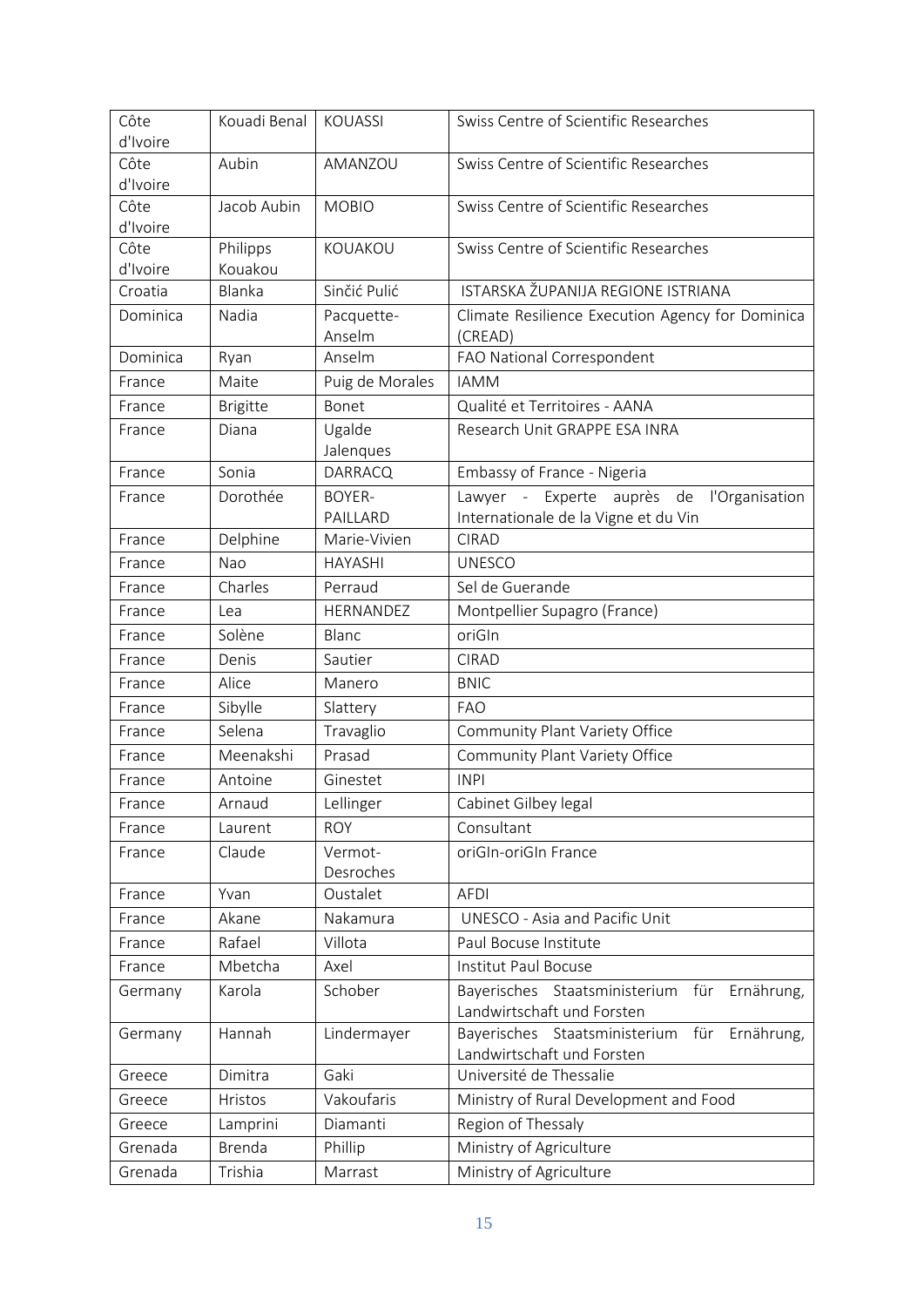| | | | |
|---|---|---|---|
| Côte d'Ivoire | Kouadi Benal | KOUASSI | Swiss Centre of Scientific Researches |
| Côte d'Ivoire | Aubin | AMANZOU | Swiss Centre of Scientific Researches |
| Côte d'Ivoire | Jacob Aubin | MOBIO | Swiss Centre of Scientific Researches |
| Côte d'Ivoire | Philipps Kouakou | KOUAKOU | Swiss Centre of Scientific Researches |
| Croatia | Blanka | Sinčić Pulić | ISTARSKA ŽUPANIJA REGIONE ISTRIANA |
| Dominica | Nadia | Pacquette-Anselm | Climate Resilience Execution Agency for Dominica (CREAD) |
| Dominica | Ryan | Anselm | FAO National Correspondent |
| France | Maite | Puig de Morales | IAMM |
| France | Brigitte | Bonet | Qualité et Territoires - AANA |
| France | Diana | Ugalde Jalenques | Research Unit GRAPPE ESA INRA |
| France | Sonia | DARRACQ | Embassy of France - Nigeria |
| France | Dorothée | BOYER-PAILLARD | Lawyer - Experte auprès de l'Organisation Internationale de la Vigne et du Vin |
| France | Delphine | Marie-Vivien | CIRAD |
| France | Nao | HAYASHI | UNESCO |
| France | Charles | Perraud | Sel de Guerande |
| France | Lea | HERNANDEZ | Montpellier Supagro (France) |
| France | Solène | Blanc | oriGIn |
| France | Denis | Sautier | CIRAD |
| France | Alice | Manero | BNIC |
| France | Sibylle | Slattery | FAO |
| France | Selena | Travaglio | Community Plant Variety Office |
| France | Meenakshi | Prasad | Community Plant Variety Office |
| France | Antoine | Ginestet | INPI |
| France | Arnaud | Lellinger | Cabinet Gilbey legal |
| France | Laurent | ROY | Consultant |
| France | Claude | Vermot-Desroches | oriGIn-oriGIn France |
| France | Yvan | Oustalet | AFDI |
| France | Akane | Nakamura | UNESCO - Asia and Pacific Unit |
| France | Rafael | Villota | Paul Bocuse Institute |
| France | Mbetcha | Axel | Institut Paul Bocuse |
| Germany | Karola | Schober | Bayerisches Staatsministerium für Ernährung, Landwirtschaft und Forsten |
| Germany | Hannah | Lindermayer | Bayerisches Staatsministerium für Ernährung, Landwirtschaft und Forsten |
| Greece | Dimitra | Gaki | Université de Thessalie |
| Greece | Hristos | Vakoufaris | Ministry of Rural Development and Food |
| Greece | Lamprini | Diamanti | Region of Thessaly |
| Grenada | Brenda | Phillip | Ministry of Agriculture |
| Grenada | Trishia | Marrast | Ministry of Agriculture |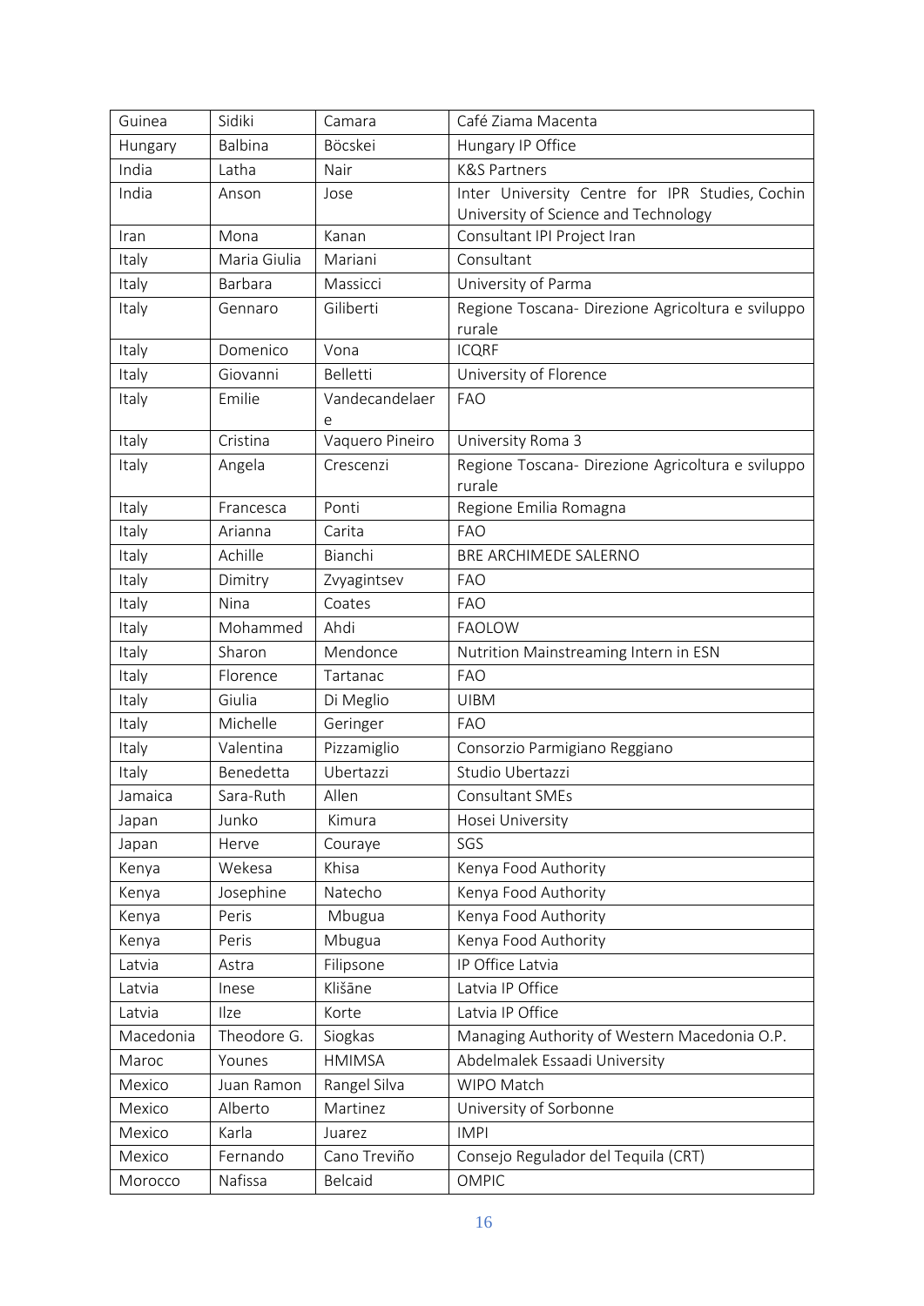| | | | |
|---|---|---|---|
| Guinea | Sidiki | Camara | Café Ziama Macenta |
| Hungary | Balbina | Böcskei | Hungary IP Office |
| India | Latha | Nair | K&S Partners |
| India | Anson | Jose | Inter University Centre for IPR Studies, Cochin University of Science and Technology |
| Iran | Mona | Kanan | Consultant IPI Project Iran |
| Italy | Maria Giulia | Mariani | Consultant |
| Italy | Barbara | Massicci | University of Parma |
| Italy | Gennaro | Giliberti | Regione Toscana- Direzione Agricoltura e sviluppo rurale |
| Italy | Domenico | Vona | ICQRF |
| Italy | Giovanni | Belletti | University of Florence |
| Italy | Emilie | Vandecandelaere | FAO |
| Italy | Cristina | Vaquero Pineiro | University Roma 3 |
| Italy | Angela | Crescenzi | Regione Toscana- Direzione Agricoltura e sviluppo rurale |
| Italy | Francesca | Ponti | Regione Emilia Romagna |
| Italy | Arianna | Carita | FAO |
| Italy | Achille | Bianchi | BRE ARCHIMEDE SALERNO |
| Italy | Dimitry | Zvyagintsev | FAO |
| Italy | Nina | Coates | FAO |
| Italy | Mohammed | Ahdi | FAOLOW |
| Italy | Sharon | Mendonce | Nutrition Mainstreaming Intern in ESN |
| Italy | Florence | Tartanac | FAO |
| Italy | Giulia | Di Meglio | UIBM |
| Italy | Michelle | Geringer | FAO |
| Italy | Valentina | Pizzamiglio | Consorzio Parmigiano Reggiano |
| Italy | Benedetta | Ubertazzi | Studio Ubertazzi |
| Jamaica | Sara-Ruth | Allen | Consultant SMEs |
| Japan | Junko | Kimura | Hosei University |
| Japan | Herve | Couraye | SGS |
| Kenya | Wekesa | Khisa | Kenya Food Authority |
| Kenya | Josephine | Natecho | Kenya Food Authority |
| Kenya | Peris | Mbugua | Kenya Food Authority |
| Kenya | Peris | Mbugua | Kenya Food Authority |
| Latvia | Astra | Filipsone | IP Office Latvia |
| Latvia | Inese | Klišāne | Latvia IP Office |
| Latvia | Ilze | Korte | Latvia IP Office |
| Macedonia | Theodore G. | Siogkas | Managing Authority of Western Macedonia O.P. |
| Maroc | Younes | HMIMSA | Abdelmalek Essaadi University |
| Mexico | Juan Ramon | Rangel Silva | WIPO Match |
| Mexico | Alberto | Martinez | University of Sorbonne |
| Mexico | Karla | Juarez | IMPI |
| Mexico | Fernando | Cano Treviño | Consejo Regulador del Tequila (CRT) |
| Morocco | Nafissa | Belcaid | OMPIC |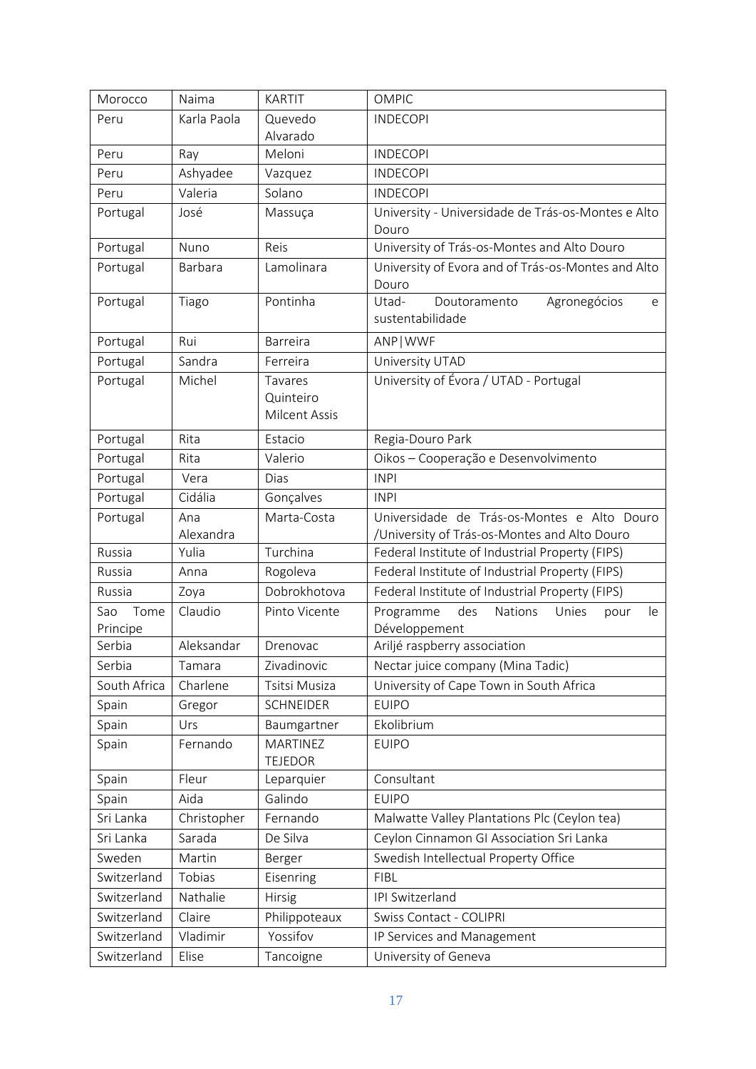| Morocco | Naima | KARTIT | OMPIC |
|---|---|---|---|
| Peru | Karla Paola | Quevedo Alvarado | INDECOPI |
| Peru | Ray | Meloni | INDECOPI |
| Peru | Ashyadee | Vazquez | INDECOPI |
| Peru | Valeria | Solano | INDECOPI |
| Portugal | José | Massuça | University - Universidade de Trás-os-Montes e Alto Douro |
| Portugal | Nuno | Reis | University of Trás-os-Montes and Alto Douro |
| Portugal | Barbara | Lamolinara | University of Evora and of Trás-os-Montes and Alto Douro |
| Portugal | Tiago | Pontinha | Utad- Doutoramento Agronegócios e sustentabilidade |
| Portugal | Rui | Barreira | ANP\|WWF |
| Portugal | Sandra | Ferreira | University UTAD |
| Portugal | Michel | Tavares Quinteiro Milcent Assis | University of Évora / UTAD - Portugal |
| Portugal | Rita | Estacio | Regia-Douro Park |
| Portugal | Rita | Valerio | Oikos – Cooperação e Desenvolvimento |
| Portugal | Vera | Dias | INPI |
| Portugal | Cidália | Gonçalves | INPI |
| Portugal | Ana Alexandra | Marta-Costa | Universidade de Trás-os-Montes e Alto Douro /University of Trás-os-Montes and Alto Douro |
| Russia | Yulia | Turchina | Federal Institute of Industrial Property (FIPS) |
| Russia | Anna | Rogoleva | Federal Institute of Industrial Property (FIPS) |
| Russia | Zoya | Dobrokhotova | Federal Institute of Industrial Property (FIPS) |
| Sao Tome Principe | Claudio | Pinto Vicente | Programme des Nations Unies pour le Développement |
| Serbia | Aleksandar | Drenovac | Ariljé raspberry association |
| Serbia | Tamara | Zivadinovic | Nectar juice company (Mina Tadic) |
| South Africa | Charlene | Tsitsi Musiza | University of Cape Town in South Africa |
| Spain | Gregor | SCHNEIDER | EUIPO |
| Spain | Urs | Baumgartner | Ekolibrium |
| Spain | Fernando | MARTINEZ TEJEDOR | EUIPO |
| Spain | Fleur | Leparquier | Consultant |
| Spain | Aida | Galindo | EUIPO |
| Sri Lanka | Christopher | Fernando | Malwatte Valley Plantations Plc (Ceylon tea) |
| Sri Lanka | Sarada | De Silva | Ceylon Cinnamon GI Association Sri Lanka |
| Sweden | Martin | Berger | Swedish Intellectual Property Office |
| Switzerland | Tobias | Eisenring | FIBL |
| Switzerland | Nathalie | Hirsig | IPI Switzerland |
| Switzerland | Claire | Philippoteaux | Swiss Contact - COLIPRI |
| Switzerland | Vladimir | Yossifov | IP Services and Management |
| Switzerland | Elise | Tancoigne | University of Geneva |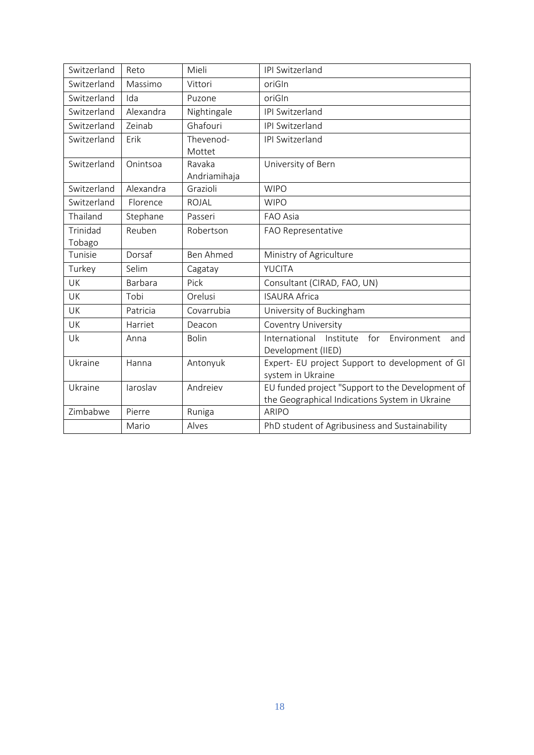| | | | |
|---|---|---|---|
| Switzerland | Reto | Mieli | IPI Switzerland |
| Switzerland | Massimo | Vittori | oriGIn |
| Switzerland | Ida | Puzone | oriGIn |
| Switzerland | Alexandra | Nightingale | IPI Switzerland |
| Switzerland | Zeinab | Ghafouri | IPI Switzerland |
| Switzerland | Erik | Thevenod-Mottet | IPI Switzerland |
| Switzerland | Onintsoa | Ravaka Andriamihaja | University of Bern |
| Switzerland | Alexandra | Grazioli | WIPO |
| Switzerland | Florence | ROJAL | WIPO |
| Thailand | Stephane | Passeri | FAO Asia |
| Trinidad Tobago | Reuben | Robertson | FAO Representative |
| Tunisie | Dorsaf | Ben Ahmed | Ministry of Agriculture |
| Turkey | Selim | Cagatay | YUCITA |
| UK | Barbara | Pick | Consultant (CIRAD, FAO, UN) |
| UK | Tobi | Orelusi | ISAURA Africa |
| UK | Patricia | Covarrubia | University of Buckingham |
| UK | Harriet | Deacon | Coventry University |
| Uk | Anna | Bolin | International Institute for Environment and Development (IIED) |
| Ukraine | Hanna | Antonyuk | Expert- EU project Support to development of GI system in Ukraine |
| Ukraine | Iaroslav | Andreiev | EU funded project "Support to the Development of the Geographical Indications System in Ukraine |
| Zimbabwe | Pierre | Runiga | ARIPO |
| | Mario | Alves | PhD student of Agribusiness and Sustainability |